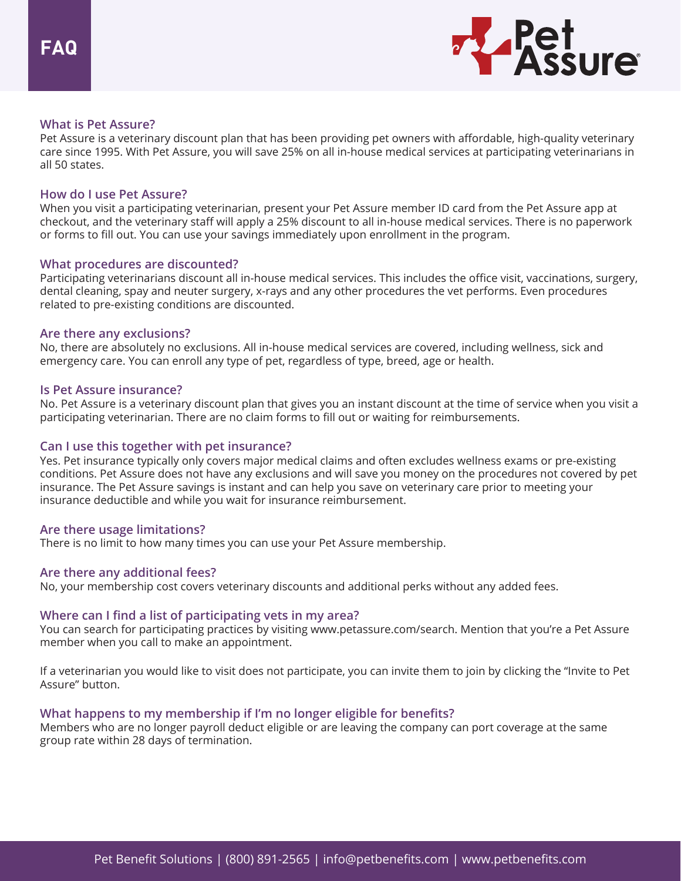# FAQ

## What is Pet Assure?

Pet Assure is a veterinary discount plan that has been providing pet owners with affordable, high-quality veterinary care since 1995. With Pet Assure, you will save 25% on all in-house medical services at participating veterinarians in all 50 states.

## How do I use Pet Assure?

When you visit a participating veterinarian, present your Pet Assure member ID card from the Pet Assure app at checkout, and the veterinary staff will apply a 25% discount to all in-house medical services. There is no paperwork or forms to fill out. You can use your savings immediately upon enrollment in the program.

## What procedures are discounted?

Participating veterinarians discount all in-house medical services. This includes the office visit, vaccinations, surgery, dental cleaning, spay and neuter surgery, x-rays and any other procedures the vet performs. Even procedures related to pre-existing conditions are discounted.

## Are there any exclusions?

No, there are absolutely no exclusions. All in-house medical services are covered, including wellness, sick and emergency care. You can enroll any type of pet, regardless of type, breed, age or health.

## Is Pet Assure insurance?

No. Pet Assure is a veterinary discount plan that gives you an instant discount at the time of service when you visit a participating veterinarian. There are no claim forms to fill out or waiting for reimbursements.

## Can I use this together with pet insurance?

Yes. Pet insurance typically only covers major medical claims and often excludes wellness exams or pre-existing conditions. Pet Assure does not have any exclusions and will save you money on the procedures not covered by pet insurance. The Pet Assure savings is instant and can help you save on veterinary care prior to meeting your insurance deductible and while you wait for insurance reimbursement.

## Are there usage limitations?

There is no limit to how many times you can use your Pet Assure membership.

## Are there any additional fees?

No, your membership cost covers veterinary discounts and additional perks without any added fees.

## Where can I find a list of participating vets in my area?

You can search for participating practices by visiting www.petassure.com/search. Mention that you're a Pet Assure member when you call to make an appointment.

If a veterinarian you would like to visit does not participate, you can invite them to join by clicking the "Invite to Pet Assure" button.

## What happens to my membership if I'm no longer eligible for benefits?

Members who are no longer payroll deduct eligible or are leaving the company can port coverage at the same group rate within 28 days of termination.

Pet Benefit Solutions | (800) 891-2565 | info@petbenefits.com | www.petbenefits.com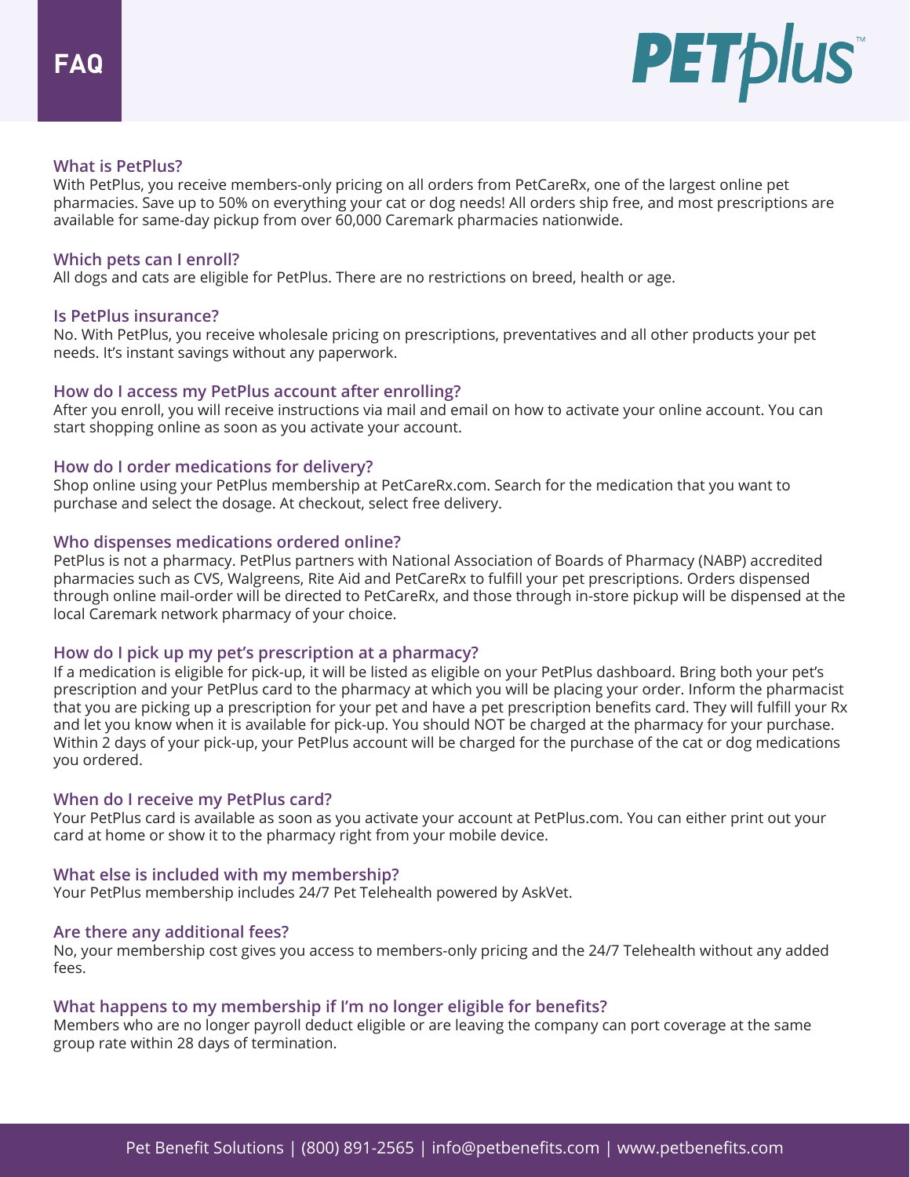# FAQ

**PETplus**™

## What is PetPlus?

With PetPlus, you receive members-only pricing on all orders from PetCareRx, one of the largest online pet pharmacies. Save up to 50% on everything your cat or dog needs! All orders ship free, and most prescriptions are available for same-day pickup from over 60,000 Caremark pharmacies nationwide.

## Which pets can I enroll?

All dogs and cats are eligible for PetPlus. There are no restrictions on breed, health or age.

## Is PetPlus insurance?

No. With PetPlus, you receive wholesale pricing on prescriptions, preventatives and all other products your pet needs. It's instant savings without any paperwork.

## How do I access my PetPlus account after enrolling?

After you enroll, you will receive instructions via mail and email on how to activate your online account. You can start shopping online as soon as you activate your account.

## How do I order medications for delivery?

Shop online using your PetPlus membership at PetCareRx.com. Search for the medication that you want to purchase and select the dosage. At checkout, select free delivery.

## Who dispenses medications ordered online?

PetPlus is not a pharmacy. PetPlus partners with National Association of Boards of Pharmacy (NABP) accredited pharmacies such as CVS, Walgreens, Rite Aid and PetCareRx to fulfill your pet prescriptions. Orders dispensed through online mail-order will be directed to PetCareRx, and those through in-store pickup will be dispensed at the local Caremark network pharmacy of your choice.

## How do I pick up my pet's prescription at a pharmacy?

If a medication is eligible for pick-up, it will be listed as eligible on your PetPlus dashboard. Bring both your pet's prescription and your PetPlus card to the pharmacy at which you will be placing your order. Inform the pharmacist that you are picking up a prescription for your pet and have a pet prescription benefits card. They will fulfill your Rx and let you know when it is available for pick-up. You should NOT be charged at the pharmacy for your purchase. Within 2 days of your pick-up, your PetPlus account will be charged for the purchase of the cat or dog medications you ordered.

## When do I receive my PetPlus card?

Your PetPlus card is available as soon as you activate your account at PetPlus.com. You can either print out your card at home or show it to the pharmacy right from your mobile device.

## What else is included with my membership?

Your PetPlus membership includes 24/7 Pet Telehealth powered by AskVet.

## Are there any additional fees?

No, your membership cost gives you access to members-only pricing and the 24/7 Telehealth without any added fees.

## What happens to my membership if I'm no longer eligible for benefits?

Members who are no longer payroll deduct eligible or are leaving the company can port coverage at the same group rate within 28 days of termination.

Pet Benefit Solutions | (800) 891-2565 | info@petbenefits.com | www.petbenefits.com